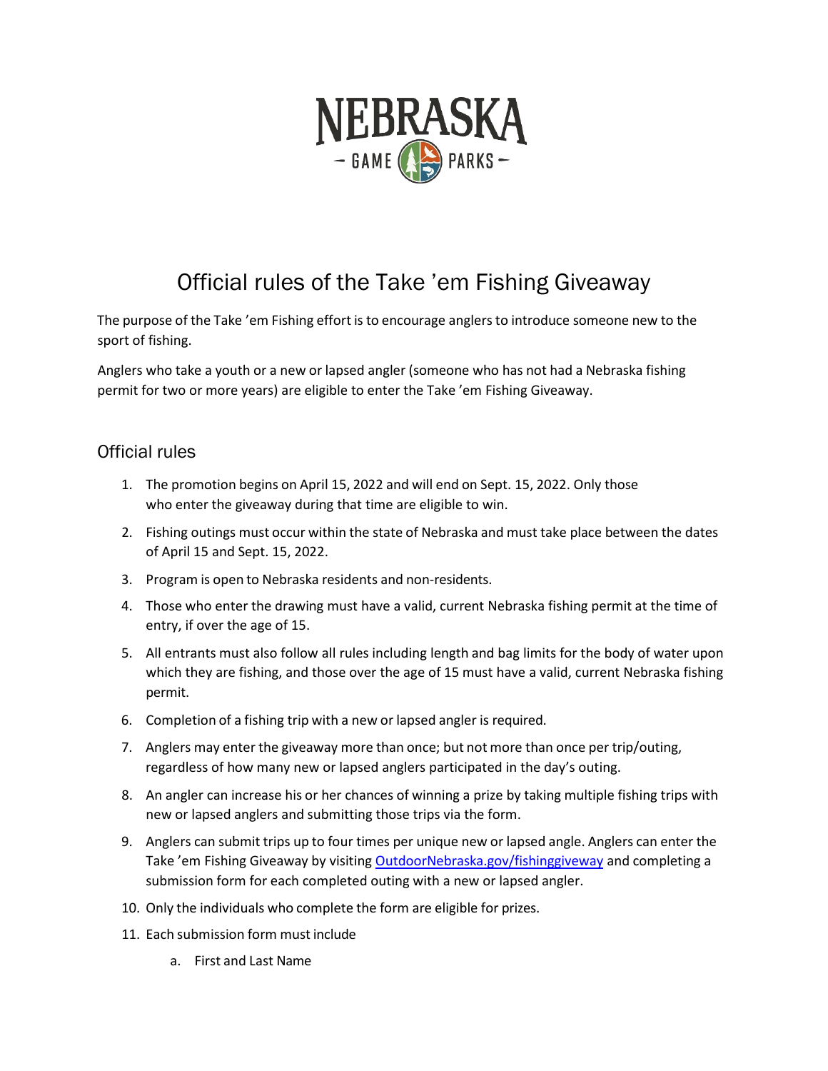# Official rules of the Take 'em Fishing Giveaway

The purpose of the Take 'em Fishing effort is to encourage anglers to introduce someone new to the sport of fishing.

Anglers who take a youth or a new or lapsed angler (someone who has not had a Nebraska fishing permit for two or more years) are eligible to enter the Take 'em Fishing Giveaway.

## Official rules

1. The promotion begins on April 15, 2022 and will end on Sept. 15, 2022. Only those who enter the giveaway during that time are eligible to win.
2. Fishing outings must occur within the state of Nebraska and must take place between the dates of April 15 and Sept. 15, 2022.
3. Program is open to Nebraska residents and non-residents.
4. Those who enter the drawing must have a valid, current Nebraska fishing permit at the time of entry, if over the age of 15.
5. All entrants must also follow all rules including length and bag limits for the body of water upon which they are fishing, and those over the age of 15 must have a valid, current Nebraska fishing permit.
6. Completion of a fishing trip with a new or lapsed angler is required.
7. Anglers may enter the giveaway more than once; but not more than once per trip/outing, regardless of how many new or lapsed anglers participated in the day's outing.
8. An angler can increase his or her chances of winning a prize by taking multiple fishing trips with new or lapsed anglers and submitting those trips via the form.
9. Anglers can submit trips up to four times per unique new or lapsed angle. Anglers can enter the Take 'em Fishing Giveaway by visiting [OutdoorNebraska.gov/fishinggiveway](OutdoorNebraska.gov/fishinggiveway) and completing a submission form for each completed outing with a new or lapsed angler.
10. Only the individuals who complete the form are eligible for prizes.
11. Each submission form must include
    a. First and Last Name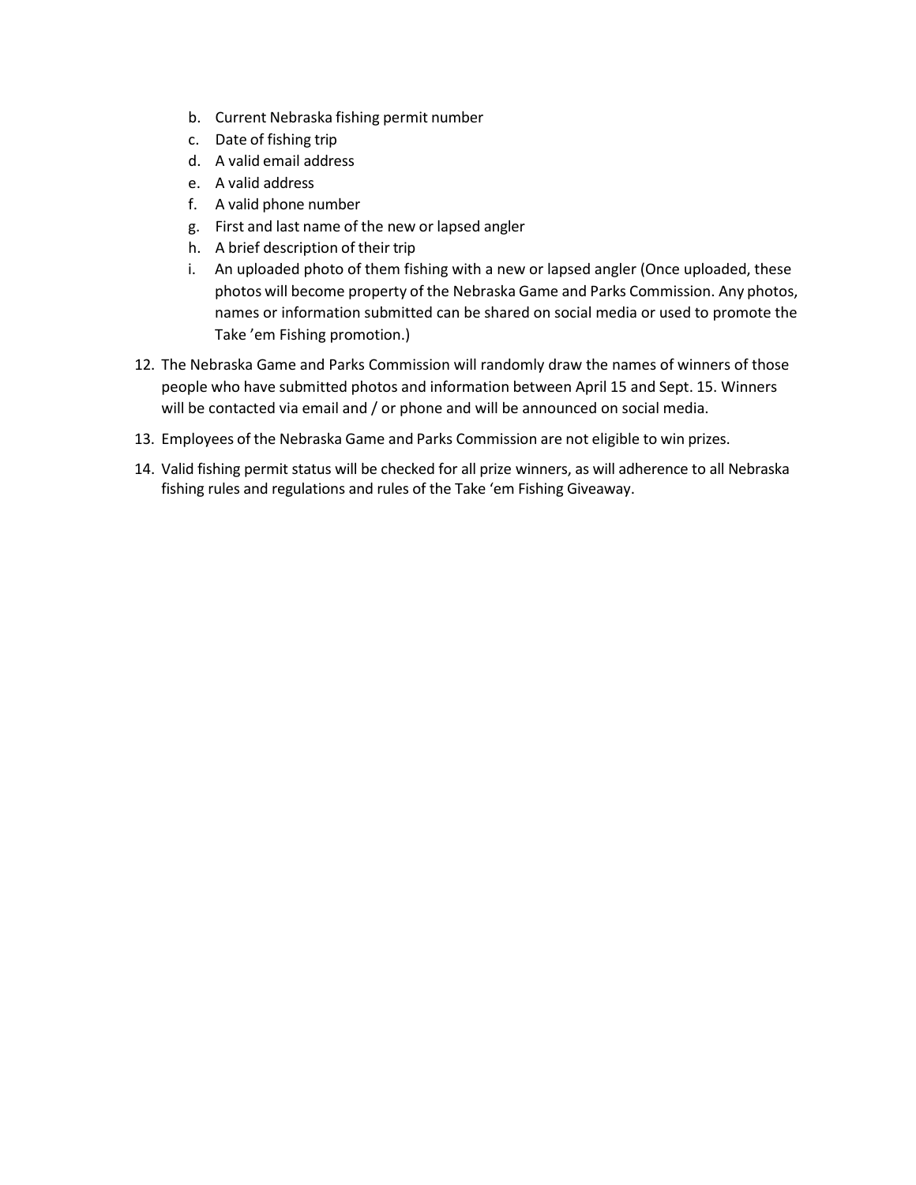b. Current Nebraska fishing permit number
   c. Date of fishing trip
   d. A valid email address
   e. A valid address
   f. A valid phone number
   g. First and last name of the new or lapsed angler
   h. A brief description of their trip
   i. An uploaded photo of them fishing with a new or lapsed angler (Once uploaded, these photos will become property of the Nebraska Game and Parks Commission. Any photos, names or information submitted can be shared on social media or used to promote the Take 'em Fishing promotion.)

12. The Nebraska Game and Parks Commission will randomly draw the names of winners of those people who have submitted photos and information between April 15 and Sept. 15. Winners will be contacted via email and / or phone and will be announced on social media.
13. Employees of the Nebraska Game and Parks Commission are not eligible to win prizes.
14. Valid fishing permit status will be checked for all prize winners, as will adherence to all Nebraska fishing rules and regulations and rules of the Take 'em Fishing Giveaway.